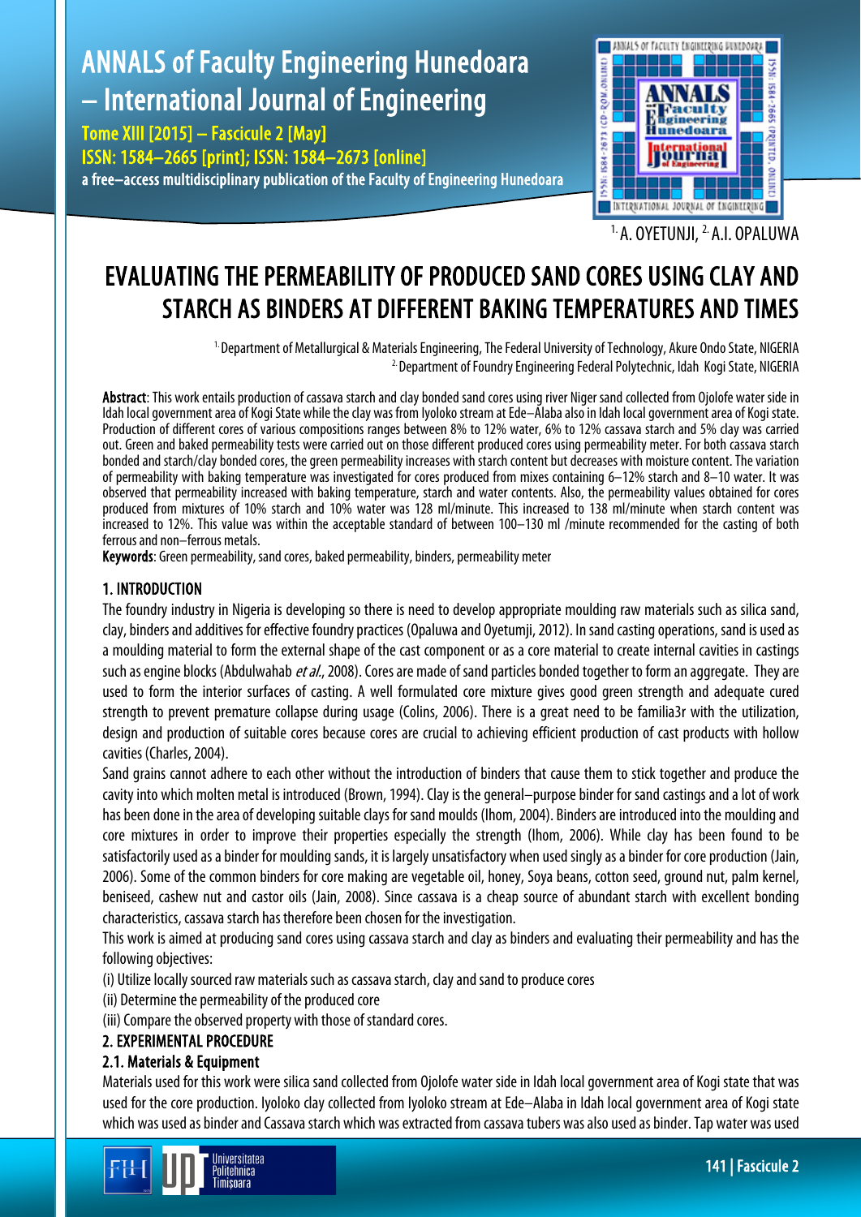# EVALUATING THE PERMEABILITY OF PRODUCED SAND CORES USING CLAY AND STARCH AS BINDERS AT DIFFERENT BAKING TEMPERATURES AND TIMES

[1.] A. OYETUNJI, [2.] A.I. OPALUWA

[1.] Department of Metallurgical & Materials Engineering, The Federal University of Technology, Akure Ondo State, NIGERIA
[2.] Department of Foundry Engineering Federal Polytechnic, Idah Kogi State, NIGERIA

**Abstract**: This work entails production of cassava starch and clay bonded sand cores using river Niger sand collected from Ojolofe water side in Idah local government area of Kogi State while the clay was from Iyoloko stream at Ede–Alaba also in Idah local government area of Kogi state. Production of different cores of various compositions ranges between 8% to 12% water, 6% to 12% cassava starch and 5% clay was carried out. Green and baked permeability tests were carried out on those different produced cores using permeability meter. For both cassava starch bonded and starch/clay bonded cores, the green permeability increases with starch content but decreases with moisture content. The variation of permeability with baking temperature was investigated for cores produced from mixes containing 6–12% starch and 8–10 water. It was observed that permeability increased with baking temperature, starch and water contents. Also, the permeability values obtained for cores produced from mixtures of 10% starch and 10% water was 128 ml/minute. This increased to 138 ml/minute when starch content was increased to 12%. This value was within the acceptable standard of between 100–130 ml /minute recommended for the casting of both ferrous and non–ferrous metals.

**Keywords**: Green permeability, sand cores, baked permeability, binders, permeability meter

## 1. INTRODUCTION

The foundry industry in Nigeria is developing so there is need to develop appropriate moulding raw materials such as silica sand, clay, binders and additives for effective foundry practices (Opaluwa and Oyetumji, 2012). In sand casting operations, sand is used as a moulding material to form the external shape of the cast component or as a core material to create internal cavities in castings such as engine blocks (Abdulwahab *et al.*, 2008). Cores are made of sand particles bonded together to form an aggregate. They are used to form the interior surfaces of casting. A well formulated core mixture gives good green strength and adequate cured strength to prevent premature collapse during usage (Colins, 2006). There is a great need to be familia3r with the utilization, design and production of suitable cores because cores are crucial to achieving efficient production of cast products with hollow cavities (Charles, 2004).

Sand grains cannot adhere to each other without the introduction of binders that cause them to stick together and produce the cavity into which molten metal is introduced (Brown, 1994). Clay is the general–purpose binder for sand castings and a lot of work has been done in the area of developing suitable clays for sand moulds (Ihom, 2004). Binders are introduced into the moulding and core mixtures in order to improve their properties especially the strength (Ihom, 2006). While clay has been found to be satisfactorily used as a binder for moulding sands, it is largely unsatisfactory when used singly as a binder for core production (Jain, 2006). Some of the common binders for core making are vegetable oil, honey, Soya beans, cotton seed, ground nut, palm kernel, beniseed, cashew nut and castor oils (Jain, 2008). Since cassava is a cheap source of abundant starch with excellent bonding characteristics, cassava starch has therefore been chosen for the investigation.

This work is aimed at producing sand cores using cassava starch and clay as binders and evaluating their permeability and has the following objectives:

(i) Utilize locally sourced raw materials such as cassava starch, clay and sand to produce cores
(ii) Determine the permeability of the produced core
(iii) Compare the observed property with those of standard cores.

## 2. EXPERIMENTAL PROCEDURE

### 2.1. Materials & Equipment

Materials used for this work were silica sand collected from Ojolofe water side in Idah local government area of Kogi state that was used for the core production. Iyoloko clay collected from Iyoloko stream at Ede–Alaba in Idah local government area of Kogi state which was used as binder and Cassava starch which was extracted from cassava tubers was also used as binder. Tap water was used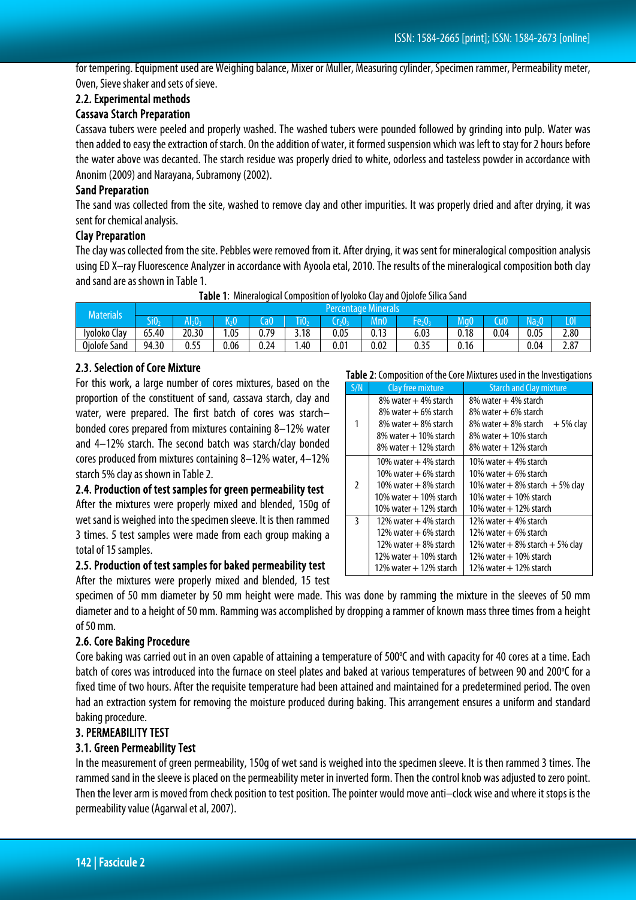for tempering. Equipment used are Weighing balance, Mixer or Muller, Measuring cylinder, Specimen rammer, Permeability meter, Oven, Sieve shaker and sets of sieve.

### 2.2. Experimental methods

**Cassava Starch Preparation**

Cassava tubers were peeled and properly washed. The washed tubers were pounded followed by grinding into pulp. Water was then added to easy the extraction of starch. On the addition of water, it formed suspension which was left to stay for 2 hours before the water above was decanted. The starch residue was properly dried to white, odorless and tasteless powder in accordance with Anonim (2009) and Narayana, Subramony (2002).

**Sand Preparation**

The sand was collected from the site, washed to remove clay and other impurities. It was properly dried and after drying, it was sent for chemical analysis.

**Clay Preparation**

The clay was collected from the site. Pebbles were removed from it. After drying, it was sent for mineralogical composition analysis using ED X–ray Fluorescence Analyzer in accordance with Ayoola etal, 2010. The results of the mineralogical composition both clay and sand are as shown in Table 1.

**Table 1**: Mineralogical Composition of Iyoloko Clay and Ojolofe Silica Sand

| Materials | Percentage Minerals | | | | | | | | | | | |
|---|---|---|---|---|---|---|---|---|---|---|---|---|
| | $SiO_2$ | $Al_2O_3$ | $K_2O$ | CaO | $TiO_2$ | $Cr_2O_3$ | MnO | $Fe_2O_3$ | MgO | CuO | $Na_2O$ | LOI |
| Iyoloko Clay | 65.40 | 20.30 | 1.05 | 0.79 | 3.18 | 0.05 | 0.13 | 6.03 | 0.18 | 0.04 | 0.05 | 2.80 |
| Ojolofe Sand | 94.30 | 0.55 | 0.06 | 0.24 | 1.40 | 0.01 | 0.02 | 0.35 | 0.16 | | 0.04 | 2.87 |

### 2.3. Selection of Core Mixture

For this work, a large number of cores mixtures, based on the proportion of the constituent of sand, cassava starch, clay and water, were prepared. The first batch of cores was starch–bonded cores prepared from mixtures containing 8–12% water and 4–12% starch. The second batch was starch/clay bonded cores produced from mixtures containing 8–12% water, 4–12% starch 5% clay as shown in Table 2.

**Table 2**: Composition of the Core Mixtures used in the Investigations

| S/N | Clay free mixture | Starch and Clay mixture |
|---|---|---|
| 1 | 8% water + 4% starch<br>8% water + 6% starch<br>8% water + 8% starch<br>8% water + 10% starch<br>8% water + 12% starch | 8% water + 4% starch<br>8% water + 6% starch<br>8% water + 8% starch + 5% clay<br>8% water + 10% starch<br>8% water + 12% starch |
| 2 | 10% water + 4% starch<br>10% water + 6% starch<br>10% water + 8% starch<br>10% water + 10% starch<br>10% water + 12% starch | 10% water + 4% starch<br>10% water + 6% starch<br>10% water + 8% starch + 5% clay<br>10% water + 10% starch<br>10% water + 12% starch |
| 3 | 12% water + 4% starch<br>12% water + 6% starch<br>12% water + 8% starch<br>12% water + 10% starch<br>12% water + 12% starch | 12% water + 4% starch<br>12% water + 6% starch<br>12% water + 8% starch + 5% clay<br>12% water + 10% starch<br>12% water + 12% starch |

### 2.4. Production of test samples for green permeability test

After the mixtures were properly mixed and blended, 150g of wet sand is weighed into the specimen sleeve. It is then rammed 3 times. 5 test samples were made from each group making a total of 15 samples.

### 2.5. Production of test samples for baked permeability test

After the mixtures were properly mixed and blended, 15 test specimen of 50 mm diameter by 50 mm height were made. This was done by ramming the mixture in the sleeves of 50 mm diameter and to a height of 50 mm. Ramming was accomplished by dropping a rammer of known mass three times from a height of 50 mm.

### 2.6. Core Baking Procedure

Core baking was carried out in an oven capable of attaining a temperature of 500°C and with capacity for 40 cores at a time. Each batch of cores was introduced into the furnace on steel plates and baked at various temperatures of between 90 and 200°C for a fixed time of two hours. After the requisite temperature had been attained and maintained for a predetermined period. The oven had an extraction system for removing the moisture produced during baking. This arrangement ensures a uniform and standard baking procedure.

## 3. PERMEABILITY TEST

### 3.1. Green Permeability Test

In the measurement of green permeability, 150g of wet sand is weighed into the specimen sleeve. It is then rammed 3 times. The rammed sand in the sleeve is placed on the permeability meter in inverted form. Then the control knob was adjusted to zero point. Then the lever arm is moved from check position to test position. The pointer would move anti–clock wise and where it stops is the permeability value (Agarwal et al, 2007).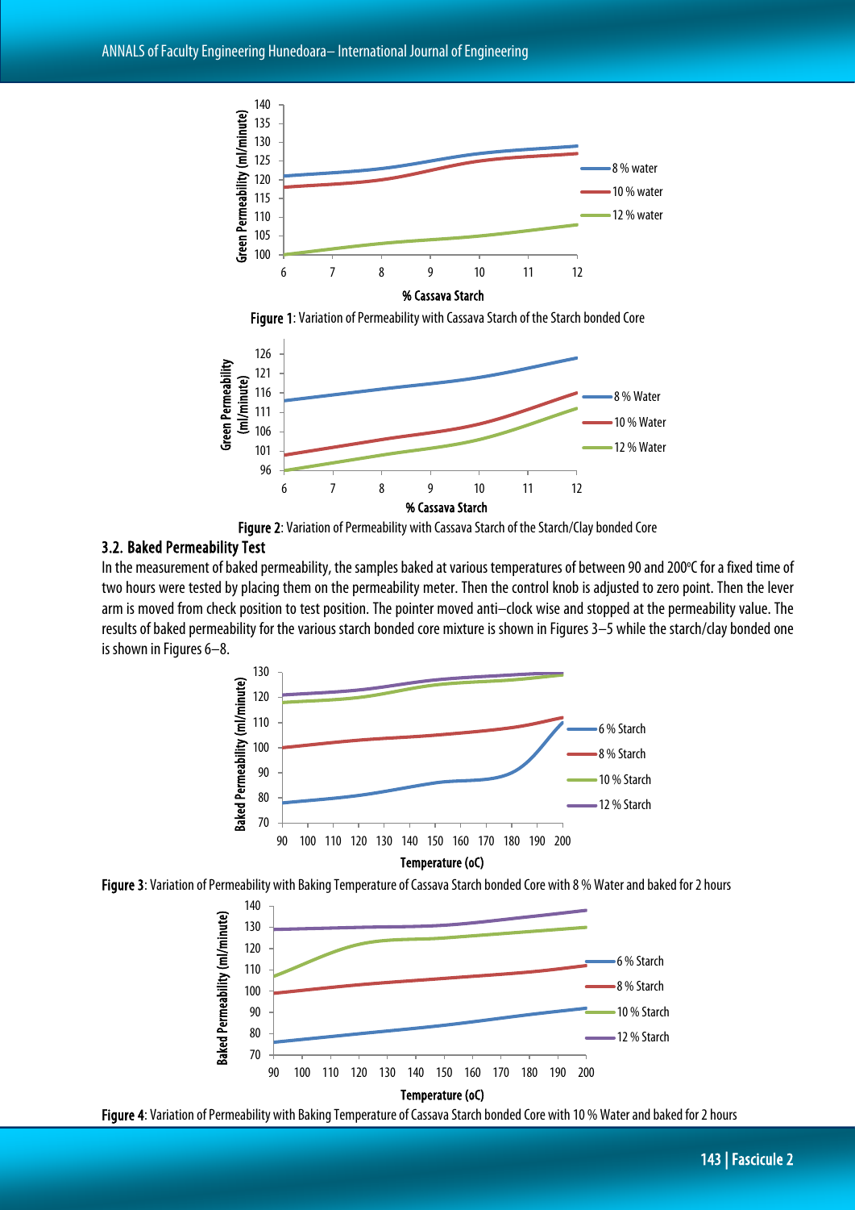Figure 1: Variation of Permeability with Cassava Starch of the Starch bonded Core

Figure 2: Variation of Permeability with Cassava Starch of the Starch/Clay bonded Core

### 3.2. Baked Permeability Test

In the measurement of baked permeability, the samples baked at various temperatures of between 90 and 200°C for a fixed time of two hours were tested by placing them on the permeability meter. Then the control knob is adjusted to zero point. Then the lever arm is moved from check position to test position. The pointer moved anti–clock wise and stopped at the permeability value. The results of baked permeability for the various starch bonded core mixture is shown in Figures 3–5 while the starch/clay bonded one is shown in Figures 6–8.

Figure 3: Variation of Permeability with Baking Temperature of Cassava Starch bonded Core with 8 % Water and baked for 2 hours

Figure 4: Variation of Permeability with Baking Temperature of Cassava Starch bonded Core with 10 % Water and baked for 2 hours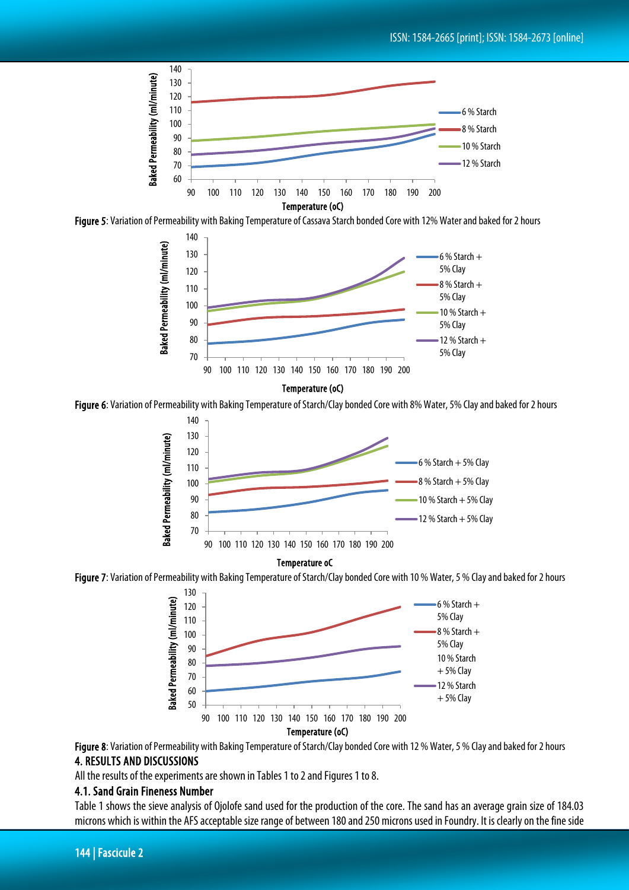Figure 5: Variation of Permeability with Baking Temperature of Cassava Starch bonded Core with 12% Water and baked for 2 hours

Figure 6: Variation of Permeability with Baking Temperature of Starch/Clay bonded Core with 8% Water, 5% Clay and baked for 2 hours

Figure 7: Variation of Permeability with Baking Temperature of Starch/Clay bonded Core with 10 % Water, 5 % Clay and baked for 2 hours

Figure 8: Variation of Permeability with Baking Temperature of Starch/Clay bonded Core with 12 % Water, 5 % Clay and baked for 2 hours

## 4. RESULTS AND DISCUSSIONS

All the results of the experiments are shown in Tables 1 to 2 and Figures 1 to 8.

### 4.1. Sand Grain Fineness Number

Table 1 shows the sieve analysis of Ojolofe sand used for the production of the core. The sand has an average grain size of 184.03 microns which is within the AFS acceptable size range of between 180 and 250 microns used in Foundry. It is clearly on the fine side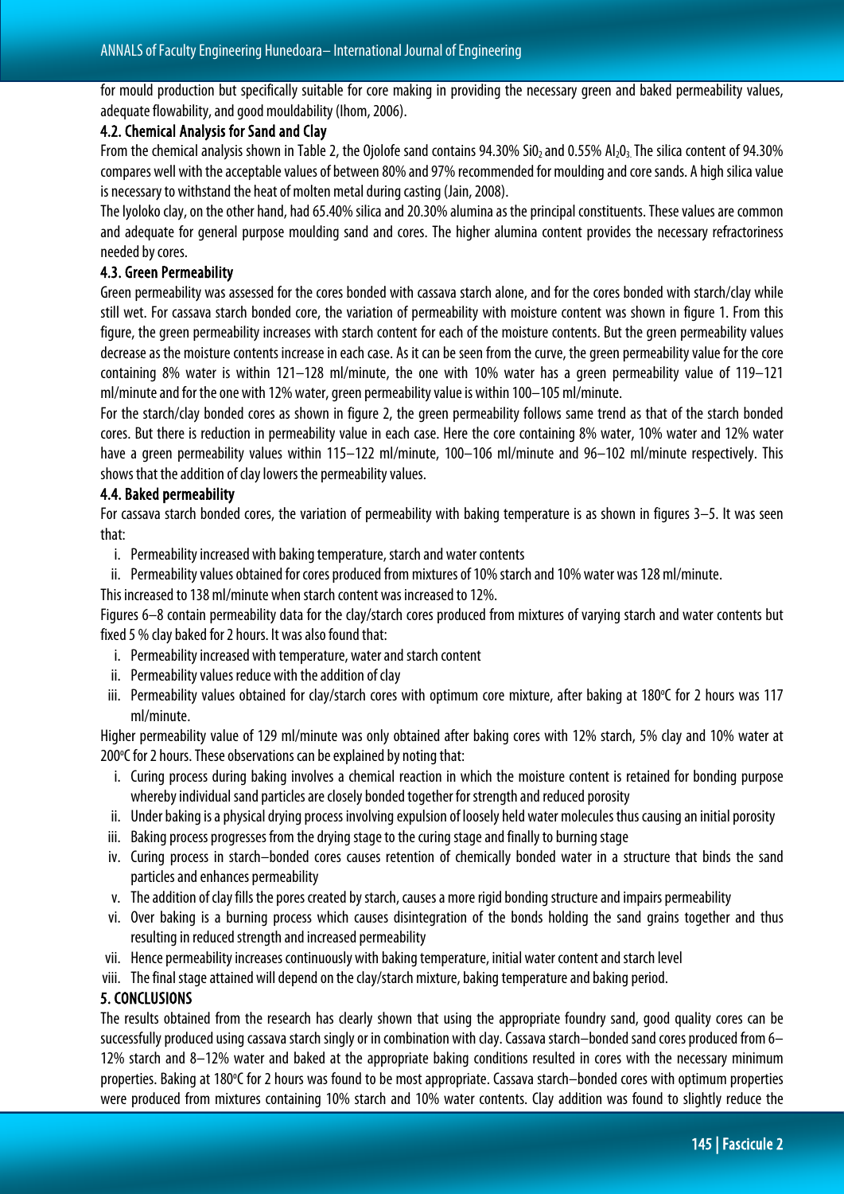for mould production but specifically suitable for core making in providing the necessary green and baked permeability values, adequate flowability, and good mouldability (Ihom, 2006).

### 4.2. Chemical Analysis for Sand and Clay

From the chemical analysis shown in Table 2, the Ojolofe sand contains 94.30% $SiO_2$ and 0.55% $Al_2O_3$. The silica content of 94.30% compares well with the acceptable values of between 80% and 97% recommended for moulding and core sands. A high silica value is necessary to withstand the heat of molten metal during casting (Jain, 2008).

The Iyoloko clay, on the other hand, had 65.40% silica and 20.30% alumina as the principal constituents. These values are common and adequate for general purpose moulding sand and cores. The higher alumina content provides the necessary refractoriness needed by cores.

### 4.3. Green Permeability

Green permeability was assessed for the cores bonded with cassava starch alone, and for the cores bonded with starch/clay while still wet. For cassava starch bonded core, the variation of permeability with moisture content was shown in figure 1. From this figure, the green permeability increases with starch content for each of the moisture contents. But the green permeability values decrease as the moisture contents increase in each case. As it can be seen from the curve, the green permeability value for the core containing 8% water is within 121–128 ml/minute, the one with 10% water has a green permeability value of 119–121 ml/minute and for the one with 12% water, green permeability value is within 100–105 ml/minute.

For the starch/clay bonded cores as shown in figure 2, the green permeability follows same trend as that of the starch bonded cores. But there is reduction in permeability value in each case. Here the core containing 8% water, 10% water and 12% water have a green permeability values within 115–122 ml/minute, 100–106 ml/minute and 96–102 ml/minute respectively. This shows that the addition of clay lowers the permeability values.

### 4.4. Baked permeability

For cassava starch bonded cores, the variation of permeability with baking temperature is as shown in figures 3–5. It was seen that:

i. Permeability increased with baking temperature, starch and water contents
ii. Permeability values obtained for cores produced from mixtures of 10% starch and 10% water was 128 ml/minute.

This increased to 138 ml/minute when starch content was increased to 12%.

Figures 6–8 contain permeability data for the clay/starch cores produced from mixtures of varying starch and water contents but fixed 5 % clay baked for 2 hours. It was also found that:

i. Permeability increased with temperature, water and starch content
ii. Permeability values reduce with the addition of clay
iii. Permeability values obtained for clay/starch cores with optimum core mixture, after baking at 180°C for 2 hours was 117 ml/minute.

Higher permeability value of 129 ml/minute was only obtained after baking cores with 12% starch, 5% clay and 10% water at 200°C for 2 hours. These observations can be explained by noting that:

i. Curing process during baking involves a chemical reaction in which the moisture content is retained for bonding purpose whereby individual sand particles are closely bonded together for strength and reduced porosity
ii. Under baking is a physical drying process involving expulsion of loosely held water molecules thus causing an initial porosity
iii. Baking process progresses from the drying stage to the curing stage and finally to burning stage
iv. Curing process in starch–bonded cores causes retention of chemically bonded water in a structure that binds the sand particles and enhances permeability
v. The addition of clay fills the pores created by starch, causes a more rigid bonding structure and impairs permeability
vi. Over baking is a burning process which causes disintegration of the bonds holding the sand grains together and thus resulting in reduced strength and increased permeability
vii. Hence permeability increases continuously with baking temperature, initial water content and starch level
viii. The final stage attained will depend on the clay/starch mixture, baking temperature and baking period.

## 5. CONCLUSIONS

The results obtained from the research has clearly shown that using the appropriate foundry sand, good quality cores can be successfully produced using cassava starch singly or in combination with clay. Cassava starch–bonded sand cores produced from 6–12% starch and 8–12% water and baked at the appropriate baking conditions resulted in cores with the necessary minimum properties. Baking at 180°C for 2 hours was found to be most appropriate. Cassava starch–bonded cores with optimum properties were produced from mixtures containing 10% starch and 10% water contents. Clay addition was found to slightly reduce the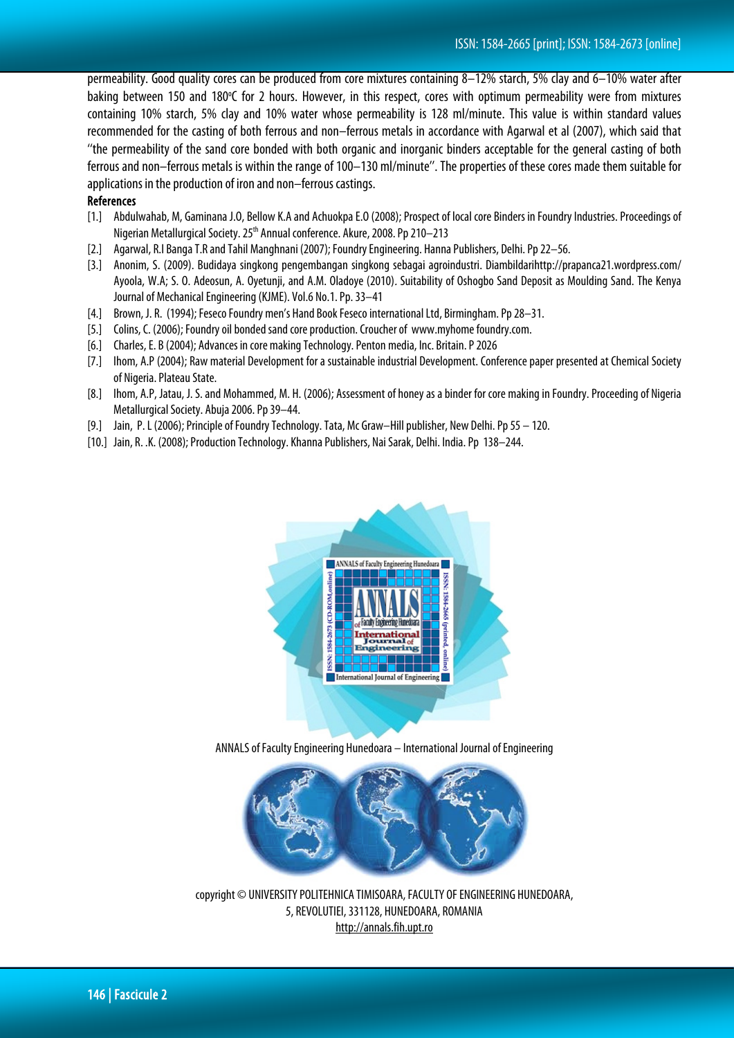permeability. Good quality cores can be produced from core mixtures containing 8–12% starch, 5% clay and 6–10% water after baking between 150 and 180°C for 2 hours. However, in this respect, cores with optimum permeability were from mixtures containing 10% starch, 5% clay and 10% water whose permeability is 128 ml/minute. This value is within standard values recommended for the casting of both ferrous and non–ferrous metals in accordance with Agarwal et al (2007), which said that ''the permeability of the sand core bonded with both organic and inorganic binders acceptable for the general casting of both ferrous and non–ferrous metals is within the range of 100–130 ml/minute''. The properties of these cores made them suitable for applications in the production of iron and non–ferrous castings.

## References

[1.] Abdulwahab, M, Gaminana J.O, Bellow K.A and Achuokpa E.O (2008); Prospect of local core Binders in Foundry Industries. Proceedings of Nigerian Metallurgical Society. 25th Annual conference. Akure, 2008. Pp 210–213

[2.] Agarwal, R.I Banga T.R and Tahil Manghnani (2007); Foundry Engineering. Hanna Publishers, Delhi. Pp 22–56.

[3.] Anonim, S. (2009). Budidaya singkong pengembangan singkong sebagai agroindustri. Diambildarihttp://prapanca21.wordpress.com/ Ayoola, W.A; S. O. Adeosun, A. Oyetunji, and A.M. Oladoye (2010). Suitability of Oshogbo Sand Deposit as Moulding Sand. The Kenya Journal of Mechanical Engineering (KJME). Vol.6 No.1. Pp. 33–41

[4.] Brown, J. R. (1994); Feseco Foundry men's Hand Book Feseco international Ltd, Birmingham. Pp 28–31.

[5.] Colins, C. (2006); Foundry oil bonded sand core production. Croucher of www.myhome foundry.com.

[6.] Charles, E. B (2004); Advances in core making Technology. Penton media, Inc. Britain. P 2026

[7.] Ihom, A.P (2004); Raw material Development for a sustainable industrial Development. Conference paper presented at Chemical Society of Nigeria. Plateau State.

[8.] Ihom, A.P, Jatau, J. S. and Mohammed, M. H. (2006); Assessment of honey as a binder for core making in Foundry. Proceeding of Nigeria Metallurgical Society. Abuja 2006. Pp 39–44.

[9.] Jain, P. L (2006); Principle of Foundry Technology. Tata, Mc Graw–Hill publisher, New Delhi. Pp 55 – 120.

[10.] Jain, R. .K. (2008); Production Technology. Khanna Publishers, Nai Sarak, Delhi. India. Pp 138–244.

ANNALS of Faculty Engineering Hunedoara – International Journal of Engineering

copyright © UNIVERSITY POLITEHNICA TIMISOARA, FACULTY OF ENGINEERING HUNEDOARA, 5, REVOLUTIEI, 331128, HUNEDOARA, ROMANIA
http://annals.fih.upt.ro